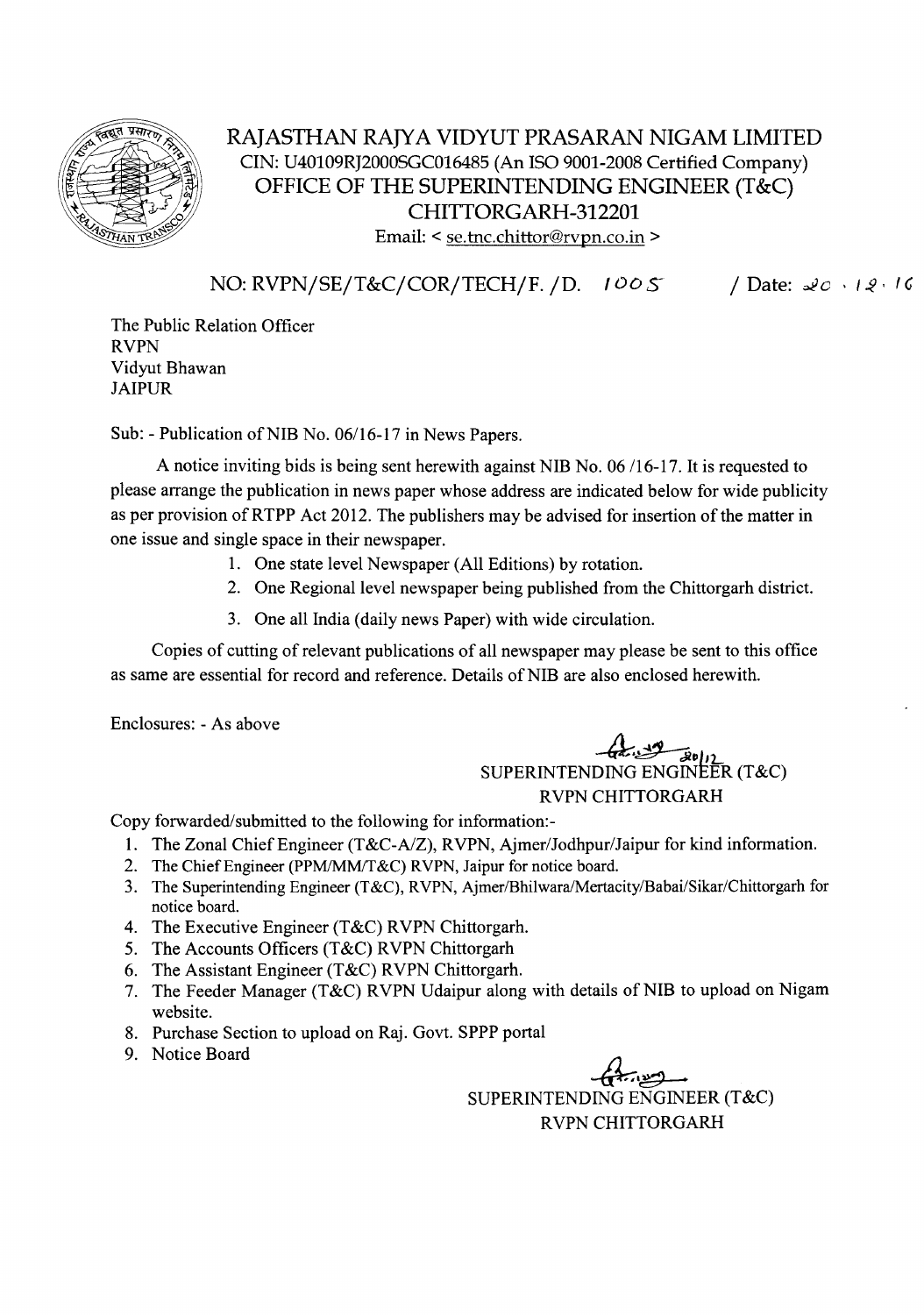# RAJASTHAN RAJYA VIDYUT PRASARAN NIGAM LIMITED

CIN: U40109RJ2000SGC016485 (An ISO 9001-2008 Certified Company)

## OFFICE OF THE SUPERINTENDING ENGINEER (T&C)

## CHITTORGARH-312201

Email: < se.tnc.chittor@rvpn.co.in >

NO: RVPN/SE/T&C/COR/TECH/F. /D. 1005 / Date: 20 . 12 . 16

The Public Relation Officer
RVPN
Vidyut Bhawan
JAIPUR

Sub: - Publication of NIB No. 06/16-17 in News Papers.

A notice inviting bids is being sent herewith against NIB No. 06 /16-17. It is requested to please arrange the publication in news paper whose address are indicated below for wide publicity as per provision of RTPP Act 2012. The publishers may be advised for insertion of the matter in one issue and single space in their newspaper.

1. One state level Newspaper (All Editions) by rotation.
2. One Regional level newspaper being published from the Chittorgarh district.
3. One all India (daily news Paper) with wide circulation.

Copies of cutting of relevant publications of all newspaper may please be sent to this office as same are essential for record and reference. Details of NIB are also enclosed herewith.

Enclosures: - As above

SUPERINTENDING ENGINEER (T&C)
RVPN CHITTORGARH

Copy forwarded/submitted to the following for information:-

1. The Zonal Chief Engineer (T&C-A/Z), RVPN, Ajmer/Jodhpur/Jaipur for kind information.
2. The Chief Engineer (PPM/MM/T&C) RVPN, Jaipur for notice board.
3. The Superintending Engineer (T&C), RVPN, Ajmer/Bhilwara/Mertacity/Babai/Sikar/Chittorgarh for notice board.
4. The Executive Engineer (T&C) RVPN Chittorgarh.
5. The Accounts Officers (T&C) RVPN Chittorgarh
6. The Assistant Engineer (T&C) RVPN Chittorgarh.
7. The Feeder Manager (T&C) RVPN Udaipur along with details of NIB to upload on Nigam website.
8. Purchase Section to upload on Raj. Govt. SPPP portal
9. Notice Board

SUPERINTENDING ENGINEER (T&C)
RVPN CHITTORGARH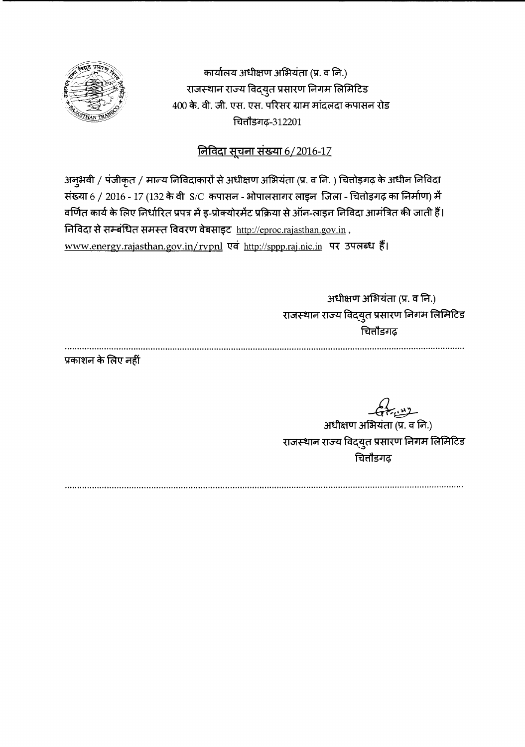कार्यालय अधीक्षण अभियंता (प्र. व नि.)
राजस्थान राज्य विद्युत प्रसारण निगम लिमिटिड
400 के. वी. जी. एस. एस. परिसर ग्राम मांदलदा कपासन रोड
चित्तौडगढ़-312201

## <u>निविदा सूचना संख्या 6/2016-17</u>

अनुभवी / पंजीकृत / मान्य निविदाकारों से अधीक्षण अभियंता (प्र. व नि. ) चित्तोड़गढ़ के अधीन निविदा संख्या 6 / 2016 - 17 (132 के वी S/C कपासन - भोपालसागर लाइन जिला - चित्तोड़गढ़ का निर्माण) में वर्णित कार्य के लिए निर्धारित प्रपत्र में इ-प्रोक्योरमेंट प्रक्रिया से ऑन-लाइन निविदा आमंत्रित की जाती हैं। निविदा से सम्बंधित समस्त विवरण वेबसाइट http://eproc.rajasthan.gov.in , www.energy.rajasthan.gov.in/rvpnl एवं http://sppp.raj.nic.in पर उपलब्ध हैं।

अधीक्षण अभियंता (प्र. व नि.)
राजस्थान राज्य विद्युत प्रसारण निगम लिमिटिड
चित्तौडगढ़

प्रकाशन के लिए नहीं

अधीक्षण अभियंता (प्र. व नि.)
राजस्थान राज्य विद्युत प्रसारण निगम लिमिटिड
चित्तौडगढ़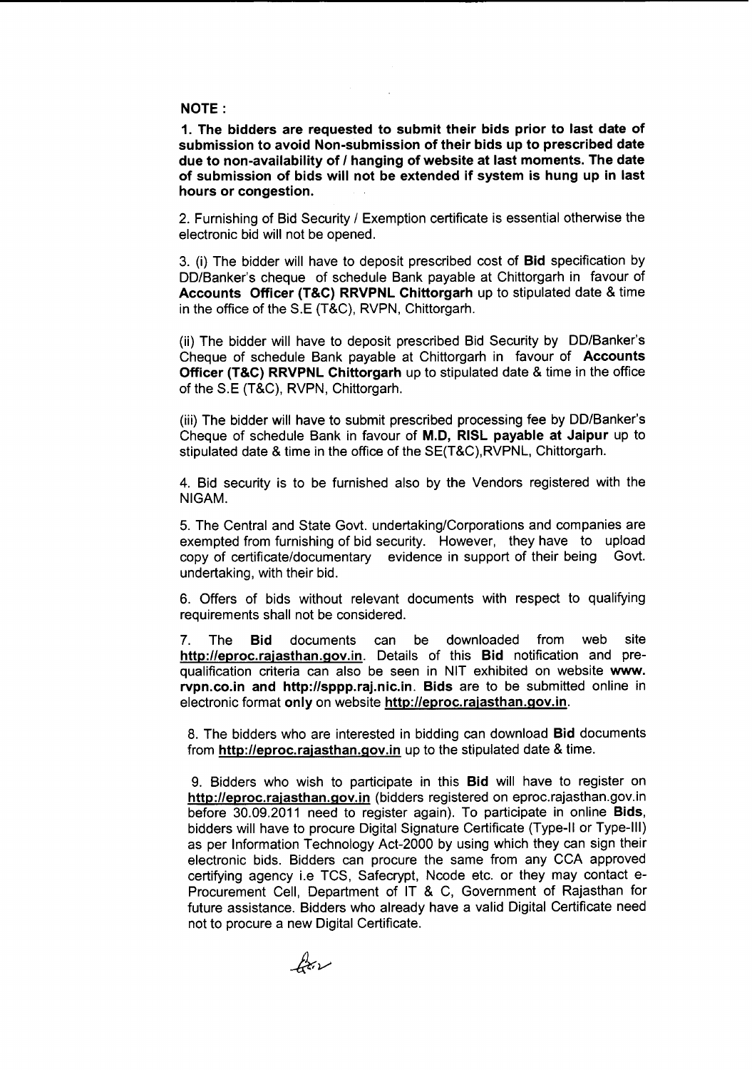**NOTE :**

**1. The bidders are requested to submit their bids prior to last date of submission to avoid Non-submission of their bids up to prescribed date due to non-availability of / hanging of website at last moments. The date of submission of bids will not be extended if system is hung up in last hours or congestion.**

2. Furnishing of Bid Security / Exemption certificate is essential otherwise the electronic bid will not be opened.

3. (i) The bidder will have to deposit prescribed cost of **Bid** specification by DD/Banker's cheque of schedule Bank payable at Chittorgarh in favour of **Accounts Officer (T&C) RRVPNL Chittorgarh** up to stipulated date & time in the office of the S.E (T&C), RVPN, Chittorgarh.

(ii) The bidder will have to deposit prescribed Bid Security by DD/Banker's Cheque of schedule Bank payable at Chittorgarh in favour of **Accounts Officer (T&C) RRVPNL Chittorgarh** up to stipulated date & time in the office of the S.E (T&C), RVPN, Chittorgarh.

(iii) The bidder will have to submit prescribed processing fee by DD/Banker's Cheque of schedule Bank in favour of **M.D, RISL payable at Jaipur** up to stipulated date & time in the office of the SE(T&C),RVPNL, Chittorgarh.

4. Bid security is to be furnished also by the Vendors registered with the NIGAM.

5. The Central and State Govt. undertaking/Corporations and companies are exempted from furnishing of bid security. However, they have to upload copy of certificate/documentary evidence in support of their being Govt. undertaking, with their bid.

6. Offers of bids without relevant documents with respect to qualifying requirements shall not be considered.

7. The **Bid** documents can be downloaded from web site **http://eproc.rajasthan.gov.in**. Details of this **Bid** notification and pre-qualification criteria can also be seen in NIT exhibited on website **www. rvpn.co.in and http://sppp.raj.nic.in**. **Bids** are to be submitted online in electronic format **only** on website **http://eproc.rajasthan.gov.in**.

8. The bidders who are interested in bidding can download **Bid** documents from **http://eproc.rajasthan.gov.in** up to the stipulated date & time.

9. Bidders who wish to participate in this **Bid** will have to register on **http://eproc.rajasthan.gov.in** (bidders registered on eproc.rajasthan.gov.in before 30.09.2011 need to register again). To participate in online **Bids**, bidders will have to procure Digital Signature Certificate (Type-II or Type-III) as per Information Technology Act-2000 by using which they can sign their electronic bids. Bidders can procure the same from any CCA approved certifying agency i.e TCS, Safecrypt, Ncode etc. or they may contact e-Procurement Cell, Department of IT & C, Government of Rajasthan for future assistance. Bidders who already have a valid Digital Certificate need not to procure a new Digital Certificate.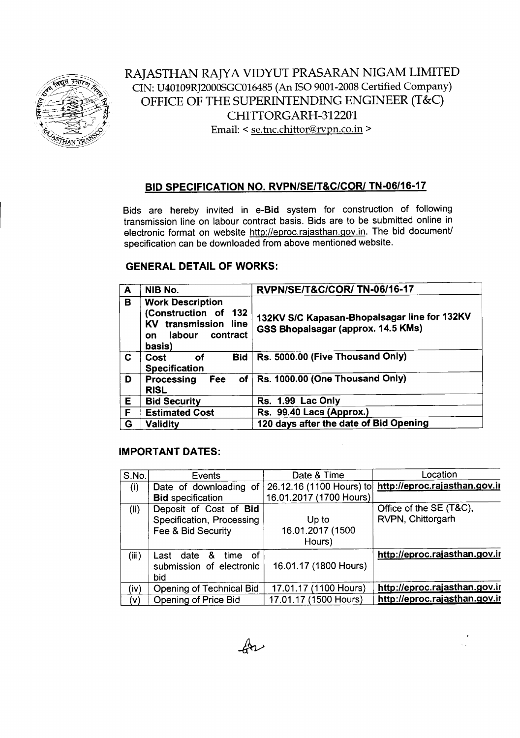# RAJASTHAN RAJYA VIDYUT PRASARAN NIGAM LIMITED

CIN: U40109RJ2000SGC016485 (An ISO 9001-2008 Certified Company)

OFFICE OF THE SUPERINTENDING ENGINEER (T&C)

CHITTORGARH-312201

Email: < se.tnc.chittor@rvpn.co.in >

## BID SPECIFICATION NO. RVPN/SE/T&C/COR/ TN-06/16-17

Bids are hereby invited in **e-Bid** system for construction of following transmission line on labour contract basis. Bids are to be submitted online in electronic format on website http://eproc.rajasthan.gov.in. The bid document/ specification can be downloaded from above mentioned website.

### GENERAL DETAIL OF WORKS:

| | | |
|---|---|---|
| **A** | **NIB No.** | **RVPN/SE/T&C/COR/ TN-06/16-17** |
| **B** | **Work Description (Construction of 132 KV transmission line on labour contract basis)** | **132KV S/C Kapasan-Bhopalsagar line for 132KV GSS Bhopalsagar (approx. 14.5 KMs)** |
| **C** | **Cost of Bid Specification** | **Rs. 5000.00 (Five Thousand Only)** |
| **D** | **Processing Fee of RISL** | **Rs. 1000.00 (One Thousand Only)** |
| **E** | **Bid Security** | **Rs. 1.99 Lac Only** |
| **F** | **Estimated Cost** | **Rs. 99.40 Lacs (Approx.)** |
| **G** | **Validity** | **120 days after the date of Bid Opening** |

### IMPORTANT DATES:

| S.No. | Events | Date & Time | Location |
|---|---|---|---|
| (i) | Date of downloading of **Bid** specification | 26.12.16 (1100 Hours) to 16.01.2017 (1700 Hours) | **http://eproc.rajasthan.gov.in** |
| (ii) | Deposit of Cost of **Bid** Specification, Processing Fee & Bid Security | Up to 16.01.2017 (1500 Hours) | Office of the SE (T&C), RVPN, Chittorgarh |
| (iii) | Last date & time of submission of electronic bid | 16.01.17 (1800 Hours) | **http://eproc.rajasthan.gov.in** |
| (iv) | Opening of Technical Bid | 17.01.17 (1100 Hours) | **http://eproc.rajasthan.gov.in** |
| (v) | Opening of Price Bid | 17.01.17 (1500 Hours) | **http://eproc.rajasthan.gov.in** |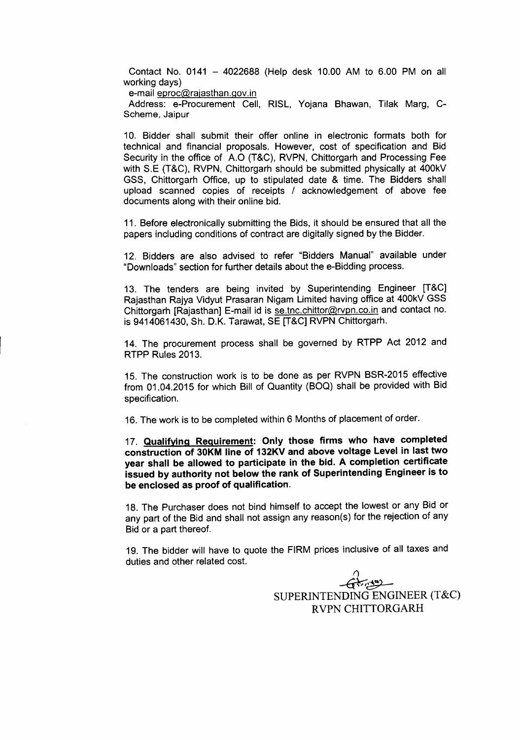Contact No. 0141 – 4022688 (Help desk 10.00 AM to 6.00 PM on all working days)

e-mail eproc@rajasthan.gov.in

Address: e-Procurement Cell, RISL, Yojana Bhawan, Tilak Marg, C-Scheme, Jaipur

10. Bidder shall submit their offer online in electronic formats both for technical and financial proposals. However, cost of specification and Bid Security in the office of A.O (T&C), RVPN, Chittorgarh and Processing Fee with S.E (T&C), RVPN, Chittorgarh should be submitted physically at 400kV GSS, Chittorgarh Office, up to stipulated date & time. The Bidders shall upload scanned copies of receipts / acknowledgement of above fee documents along with their online bid.

11. Before electronically submitting the Bids, it should be ensured that all the papers including conditions of contract are digitally signed by the Bidder.

12. Bidders are also advised to refer "Bidders Manual" available under "Downloads" section for further details about the e-Bidding process.

13. The tenders are being invited by Superintending Engineer [T&C] Rajasthan Rajya Vidyut Prasaran Nigam Limited having office at 400kV GSS Chittorgarh [Rajasthan] E-mail id is se.tnc.chittor@rvpn.co.in and contact no. is 9414061430, Sh. D.K. Tarawat, SE [T&C] RVPN Chittorgarh.

14. The procurement process shall be governed by RTPP Act 2012 and RTPP Rules 2013.

15. The construction work is to be done as per RVPN BSR-2015 effective from 01.04.2015 for which Bill of Quantity (BOQ) shall be provided with Bid specification.

16. The work is to be completed within 6 Months of placement of order.

17. **<u>Qualifying Requirement</u>: Only those firms who have completed construction of 30KM line of 132KV and above voltage Level in last two year shall be allowed to participate in the bid. A completion certificate issued by authority not below the rank of Superintending Engineer is to be enclosed as proof of qualification.**

18. The Purchaser does not bind himself to accept the lowest or any Bid or any part of the Bid and shall not assign any reason(s) for the rejection of any Bid or a part thereof.

19. The bidder will have to quote the FIRM prices inclusive of all taxes and duties and other related cost.

SUPERINTENDING ENGINEER (T&C)
RVPN CHITTORGARH